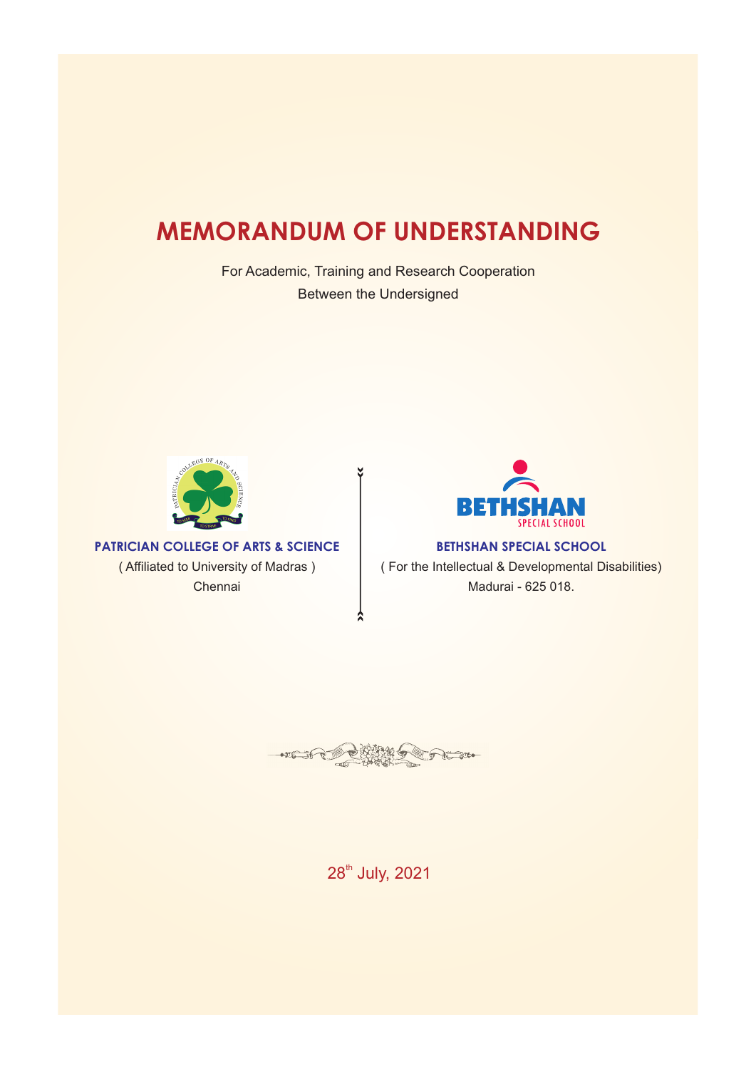# MEMORANDUM OF UNDERSTANDING

For Academic, Training and Research Cooperation
Between the Undersigned

**PATRICIAN COLLEGE OF ARTS & SCIENCE**
( Affiliated to University of Madras )
Chennai

**BETHSHAN SPECIAL SCHOOL**
( For the Intellectual & Developmental Disabilities)
Madurai - 625 018.

28th July, 2021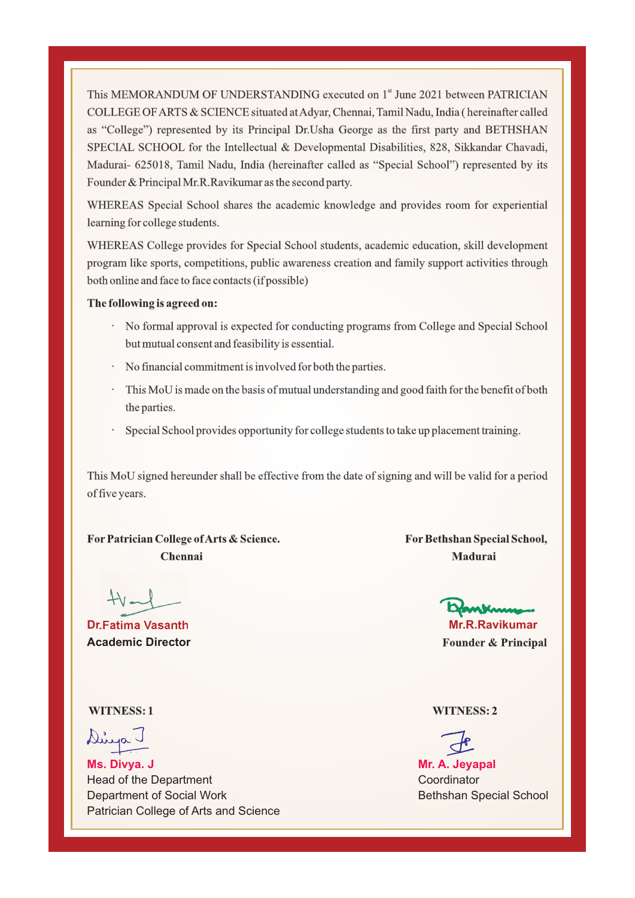This MEMORANDUM OF UNDERSTANDING executed on 1st June 2021 between PATRICIAN COLLEGE OF ARTS & SCIENCE situated at Adyar, Chennai, Tamil Nadu, India ( hereinafter called as "College") represented by its Principal Dr.Usha George as the first party and BETHSHAN SPECIAL SCHOOL for the Intellectual & Developmental Disabilities, 828, Sikkandar Chavadi, Madurai- 625018, Tamil Nadu, India (hereinafter called as "Special School") represented by its Founder & Principal Mr.R.Ravikumar as the second party.

WHEREAS Special School shares the academic knowledge and provides room for experiential learning for college students.

WHEREAS College provides for Special School students, academic education, skill development program like sports, competitions, public awareness creation and family support activities through both online and face to face contacts (if possible)

**The following is agreed on:**

- No formal approval is expected for conducting programs from College and Special School but mutual consent and feasibility is essential.
- No financial commitment is involved for both the parties.
- This MoU is made on the basis of mutual understanding and good faith for the benefit of both the parties.
- Special School provides opportunity for college students to take up placement training.

This MoU signed hereunder shall be effective from the date of signing and will be valid for a period of five years.

**For Patrician College of Arts & Science. Chennai**

**Dr.Fatima Vasanth**
**Academic Director**

**For Bethshan Special School, Madurai**

**Mr.R.Ravikumar**
**Founder & Principal**

**WITNESS: 1**

**Ms. Divya. J**
Head of the Department
Department of Social Work
Patrician College of Arts and Science

**WITNESS: 2**

**Mr. A. Jeyapal**
Coordinator
Bethshan Special School